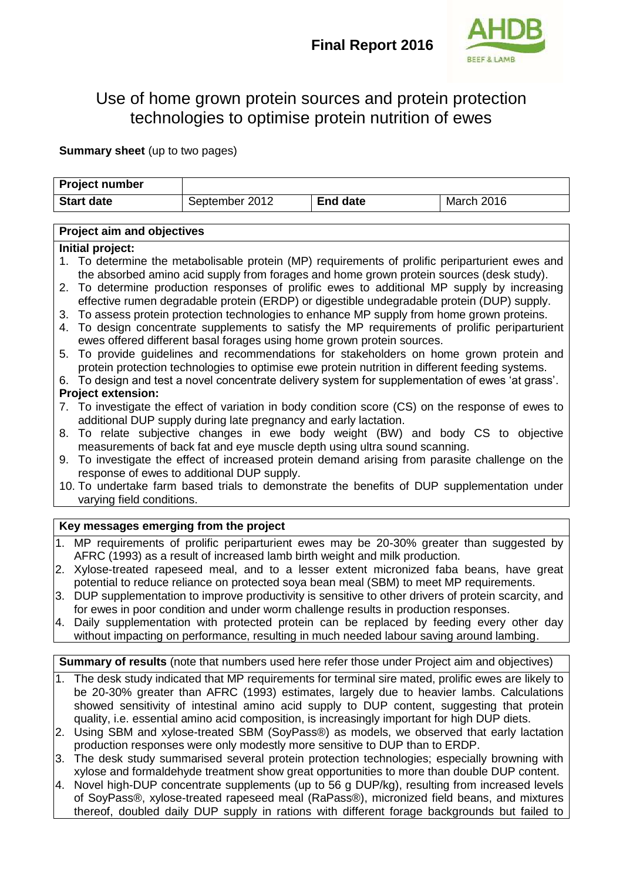**Final Report 2016**

# Use of home grown protein sources and protein protection technologies to optimise protein nutrition of ewes

**Summary sheet** (up to two pages)

| **Project number** | | | |
|---|---|---|---|
| **Start date** | September 2012 | **End date** | March 2016 |

**Project aim and objectives**

**Initial project:**

1. To determine the metabolisable protein (MP) requirements of prolific periparturient ewes and the absorbed amino acid supply from forages and home grown protein sources (desk study).
2. To determine production responses of prolific ewes to additional MP supply by increasing effective rumen degradable protein (ERDP) or digestible undegradable protein (DUP) supply.
3. To assess protein protection technologies to enhance MP supply from home grown proteins.
4. To design concentrate supplements to satisfy the MP requirements of prolific periparturient ewes offered different basal forages using home grown protein sources.
5. To provide guidelines and recommendations for stakeholders on home grown protein and protein protection technologies to optimise ewe protein nutrition in different feeding systems.
6. To design and test a novel concentrate delivery system for supplementation of ewes 'at grass'.

**Project extension:**

7. To investigate the effect of variation in body condition score (CS) on the response of ewes to additional DUP supply during late pregnancy and early lactation.
8. To relate subjective changes in ewe body weight (BW) and body CS to objective measurements of back fat and eye muscle depth using ultra sound scanning.
9. To investigate the effect of increased protein demand arising from parasite challenge on the response of ewes to additional DUP supply.
10. To undertake farm based trials to demonstrate the benefits of DUP supplementation under varying field conditions.

**Key messages emerging from the project**

1. MP requirements of prolific periparturient ewes may be 20-30% greater than suggested by AFRC (1993) as a result of increased lamb birth weight and milk production.
2. Xylose-treated rapeseed meal, and to a lesser extent micronized faba beans, have great potential to reduce reliance on protected soya bean meal (SBM) to meet MP requirements.
3. DUP supplementation to improve productivity is sensitive to other drivers of protein scarcity, and for ewes in poor condition and under worm challenge results in production responses.
4. Daily supplementation with protected protein can be replaced by feeding every other day without impacting on performance, resulting in much needed labour saving around lambing.

**Summary of results** (note that numbers used here refer those under Project aim and objectives)

1. The desk study indicated that MP requirements for terminal sire mated, prolific ewes are likely to be 20-30% greater than AFRC (1993) estimates, largely due to heavier lambs. Calculations showed sensitivity of intestinal amino acid supply to DUP content, suggesting that protein quality, i.e. essential amino acid composition, is increasingly important for high DUP diets.
2. Using SBM and xylose-treated SBM (SoyPass®) as models, we observed that early lactation production responses were only modestly more sensitive to DUP than to ERDP.
3. The desk study summarised several protein protection technologies; especially browning with xylose and formaldehyde treatment show great opportunities to more than double DUP content.
4. Novel high-DUP concentrate supplements (up to 56 g DUP/kg), resulting from increased levels of SoyPass®, xylose-treated rapeseed meal (RaPass®), micronized field beans, and mixtures thereof, doubled daily DUP supply in rations with different forage backgrounds but failed to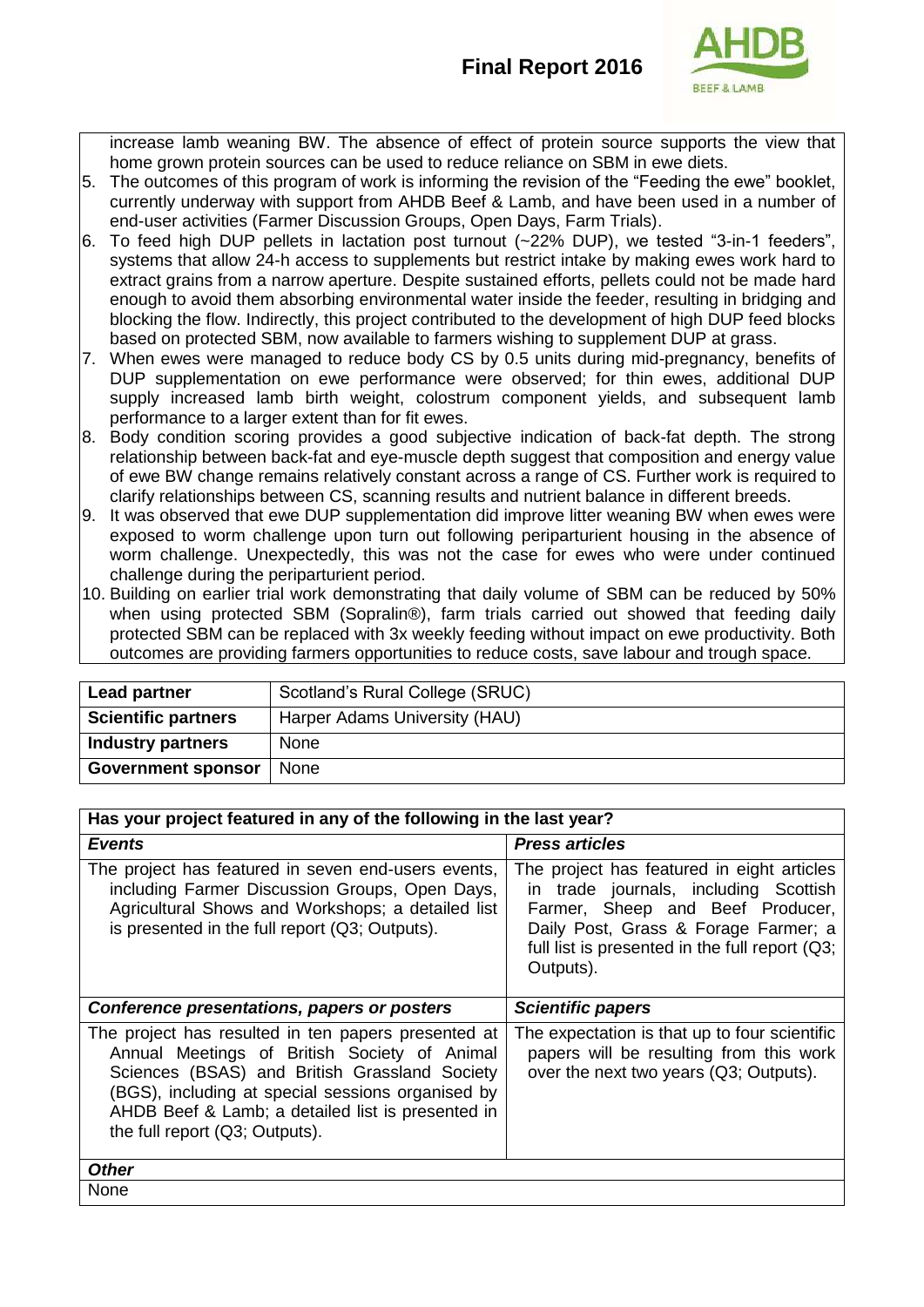increase lamb weaning BW. The absence of effect of protein source supports the view that home grown protein sources can be used to reduce reliance on SBM in ewe diets.

5. The outcomes of this program of work is informing the revision of the "Feeding the ewe" booklet, currently underway with support from AHDB Beef & Lamb, and have been used in a number of end-user activities (Farmer Discussion Groups, Open Days, Farm Trials).
6. To feed high DUP pellets in lactation post turnout (~22% DUP), we tested "3-in-1 feeders", systems that allow 24-h access to supplements but restrict intake by making ewes work hard to extract grains from a narrow aperture. Despite sustained efforts, pellets could not be made hard enough to avoid them absorbing environmental water inside the feeder, resulting in bridging and blocking the flow. Indirectly, this project contributed to the development of high DUP feed blocks based on protected SBM, now available to farmers wishing to supplement DUP at grass.
7. When ewes were managed to reduce body CS by 0.5 units during mid-pregnancy, benefits of DUP supplementation on ewe performance were observed; for thin ewes, additional DUP supply increased lamb birth weight, colostrum component yields, and subsequent lamb performance to a larger extent than for fit ewes.
8. Body condition scoring provides a good subjective indication of back-fat depth. The strong relationship between back-fat and eye-muscle depth suggest that composition and energy value of ewe BW change remains relatively constant across a range of CS. Further work is required to clarify relationships between CS, scanning results and nutrient balance in different breeds.
9. It was observed that ewe DUP supplementation did improve litter weaning BW when ewes were exposed to worm challenge upon turn out following periparturient housing in the absence of worm challenge. Unexpectedly, this was not the case for ewes who were under continued challenge during the periparturient period.
10. Building on earlier trial work demonstrating that daily volume of SBM can be reduced by 50% when using protected SBM (Sopralin®), farm trials carried out showed that feeding daily protected SBM can be replaced with 3x weekly feeding without impact on ewe productivity. Both outcomes are providing farmers opportunities to reduce costs, save labour and trough space.

| | |
|---|---|
| **Lead partner** | Scotland's Rural College (SRUC) |
| **Scientific partners** | Harper Adams University (HAU) |
| **Industry partners** | None |
| **Government sponsor** | None |

| **Has your project featured in any of the following in the last year?** | |
|---|---|
| ***Events*** | ***Press articles*** |
| The project has featured in seven end-users events, including Farmer Discussion Groups, Open Days, Agricultural Shows and Workshops; a detailed list is presented in the full report (Q3; Outputs). | The project has featured in eight articles in trade journals, including Scottish Farmer, Sheep and Beef Producer, Daily Post, Grass & Forage Farmer; a full list is presented in the full report (Q3; Outputs). |
| ***Conference presentations, papers or posters*** | ***Scientific papers*** |
| The project has resulted in ten papers presented at Annual Meetings of British Society of Animal Sciences (BSAS) and British Grassland Society (BGS), including at special sessions organised by AHDB Beef & Lamb; a detailed list is presented in the full report (Q3; Outputs). | The expectation is that up to four scientific papers will be resulting from this work over the next two years (Q3; Outputs). |
| ***Other*** | |
| None | |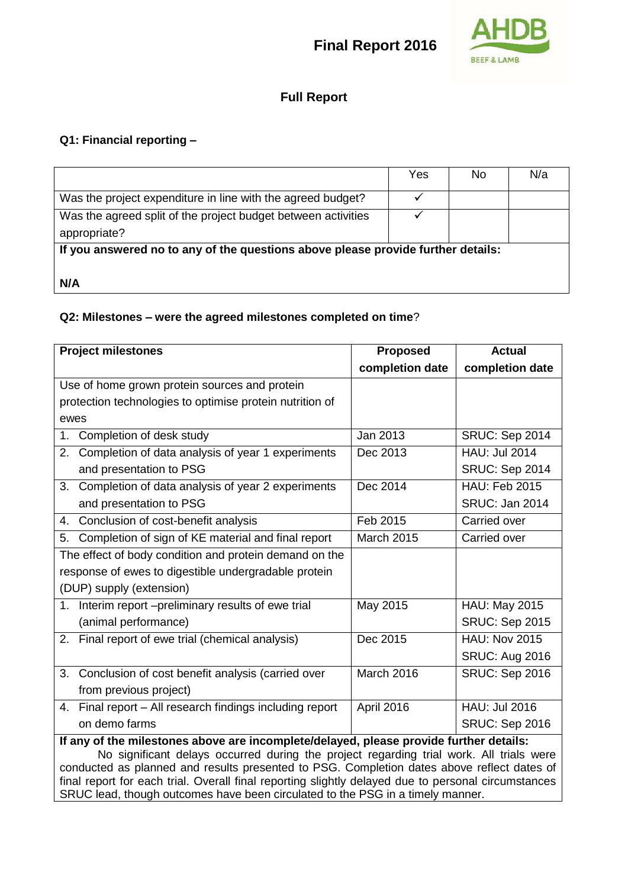## Final Report 2016

### Full Report

**Q1: Financial reporting –**

| | Yes | No | N/a |
|---|---|---|---|
| Was the project expenditure in line with the agreed budget? | ✓ | | |
| Was the agreed split of the project budget between activities appropriate? | ✓ | | |
| **If you answered no to any of the questions above please provide further details:** <br><br> **N/A** | | | |

**Q2: Milestones – were the agreed milestones completed on time?**

| **Project milestones** | **Proposed completion date** | **Actual completion date** |
|---|---|---|
| Use of home grown protein sources and protein protection technologies to optimise protein nutrition of ewes | | |
| 1. Completion of desk study | Jan 2013 | SRUC: Sep 2014 |
| 2. Completion of data analysis of year 1 experiments and presentation to PSG | Dec 2013 | HAU: Jul 2014<br>SRUC: Sep 2014 |
| 3. Completion of data analysis of year 2 experiments and presentation to PSG | Dec 2014 | HAU: Feb 2015<br>SRUC: Jan 2014 |
| 4. Conclusion of cost-benefit analysis | Feb 2015 | Carried over |
| 5. Completion of sign of KE material and final report | March 2015 | Carried over |
| The effect of body condition and protein demand on the response of ewes to digestible undergradable protein (DUP) supply (extension) | | |
| 1. Interim report –preliminary results of ewe trial (animal performance) | May 2015 | HAU: May 2015<br>SRUC: Sep 2015 |
| 2. Final report of ewe trial (chemical analysis) | Dec 2015 | HAU: Nov 2015<br>SRUC: Aug 2016 |
| 3. Conclusion of cost benefit analysis (carried over from previous project) | March 2016 | SRUC: Sep 2016 |
| 4. Final report – All research findings including report on demo farms | April 2016 | HAU: Jul 2016<br>SRUC: Sep 2016 |
| **If any of the milestones above are incomplete/delayed, please provide further details:** No significant delays occurred during the project regarding trial work. All trials were conducted as planned and results presented to PSG. Completion dates above reflect dates of final report for each trial. Overall final reporting slightly delayed due to personal circumstances SRUC lead, though outcomes have been circulated to the PSG in a timely manner. | | |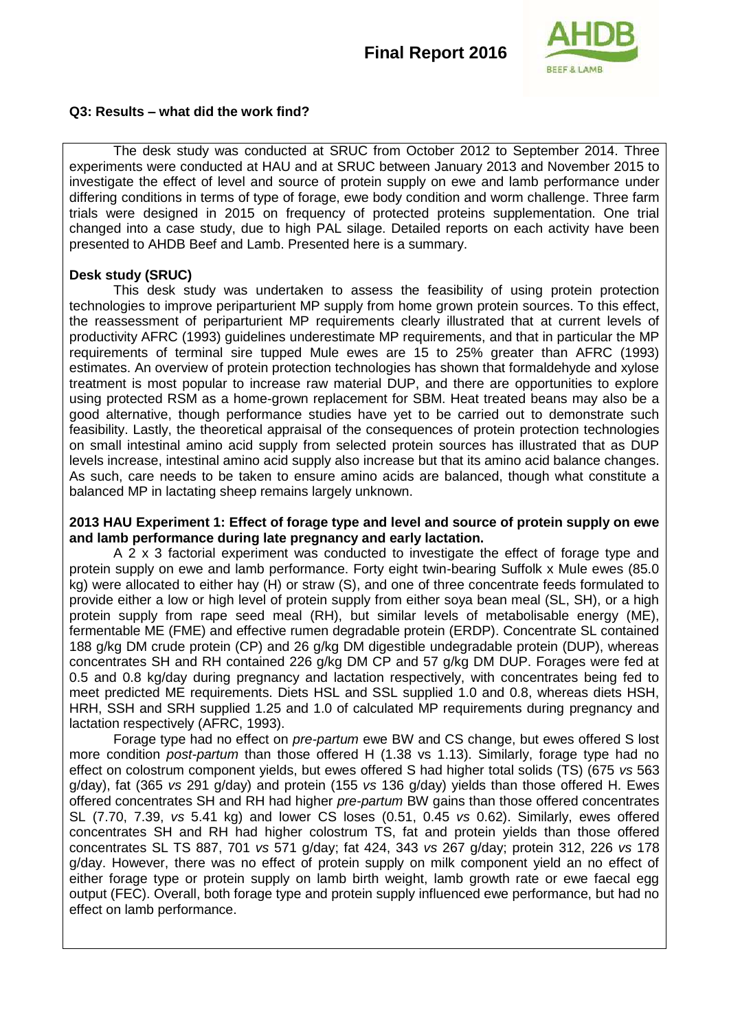### Q3: Results – what did the work find?

The desk study was conducted at SRUC from October 2012 to September 2014. Three experiments were conducted at HAU and at SRUC between January 2013 and November 2015 to investigate the effect of level and source of protein supply on ewe and lamb performance under differing conditions in terms of type of forage, ewe body condition and worm challenge. Three farm trials were designed in 2015 on frequency of protected proteins supplementation. One trial changed into a case study, due to high PAL silage. Detailed reports on each activity have been presented to AHDB Beef and Lamb. Presented here is a summary.

**Desk study (SRUC)**

This desk study was undertaken to assess the feasibility of using protein protection technologies to improve periparturient MP supply from home grown protein sources. To this effect, the reassessment of periparturient MP requirements clearly illustrated that at current levels of productivity AFRC (1993) guidelines underestimate MP requirements, and that in particular the MP requirements of terminal sire tupped Mule ewes are 15 to 25% greater than AFRC (1993) estimates. An overview of protein protection technologies has shown that formaldehyde and xylose treatment is most popular to increase raw material DUP, and there are opportunities to explore using protected RSM as a home-grown replacement for SBM. Heat treated beans may also be a good alternative, though performance studies have yet to be carried out to demonstrate such feasibility. Lastly, the theoretical appraisal of the consequences of protein protection technologies on small intestinal amino acid supply from selected protein sources has illustrated that as DUP levels increase, intestinal amino acid supply also increase but that its amino acid balance changes. As such, care needs to be taken to ensure amino acids are balanced, though what constitute a balanced MP in lactating sheep remains largely unknown.

**2013 HAU Experiment 1: Effect of forage type and level and source of protein supply on ewe and lamb performance during late pregnancy and early lactation.**

A 2 x 3 factorial experiment was conducted to investigate the effect of forage type and protein supply on ewe and lamb performance. Forty eight twin-bearing Suffolk x Mule ewes (85.0 kg) were allocated to either hay (H) or straw (S), and one of three concentrate feeds formulated to provide either a low or high level of protein supply from either soya bean meal (SL, SH), or a high protein supply from rape seed meal (RH), but similar levels of metabolisable energy (ME), fermentable ME (FME) and effective rumen degradable protein (ERDP). Concentrate SL contained 188 g/kg DM crude protein (CP) and 26 g/kg DM digestible undegradable protein (DUP), whereas concentrates SH and RH contained 226 g/kg DM CP and 57 g/kg DM DUP. Forages were fed at 0.5 and 0.8 kg/day during pregnancy and lactation respectively, with concentrates being fed to meet predicted ME requirements. Diets HSL and SSL supplied 1.0 and 0.8, whereas diets HSH, HRH, SSH and SRH supplied 1.25 and 1.0 of calculated MP requirements during pregnancy and lactation respectively (AFRC, 1993).

Forage type had no effect on *pre-partum* ewe BW and CS change, but ewes offered S lost more condition *post-partum* than those offered H (1.38 vs 1.13). Similarly, forage type had no effect on colostrum component yields, but ewes offered S had higher total solids (TS) (675 *vs* 563 g/day), fat (365 *vs* 291 g/day) and protein (155 *vs* 136 g/day) yields than those offered H. Ewes offered concentrates SH and RH had higher *pre-partum* BW gains than those offered concentrates SL (7.70, 7.39, *vs* 5.41 kg) and lower CS loses (0.51, 0.45 *vs* 0.62). Similarly, ewes offered concentrates SH and RH had higher colostrum TS, fat and protein yields than those offered concentrates SL TS 887, 701 *vs* 571 g/day; fat 424, 343 *vs* 267 g/day; protein 312, 226 *vs* 178 g/day. However, there was no effect of protein supply on milk component yield an no effect of either forage type or protein supply on lamb birth weight, lamb growth rate or ewe faecal egg output (FEC). Overall, both forage type and protein supply influenced ewe performance, but had no effect on lamb performance.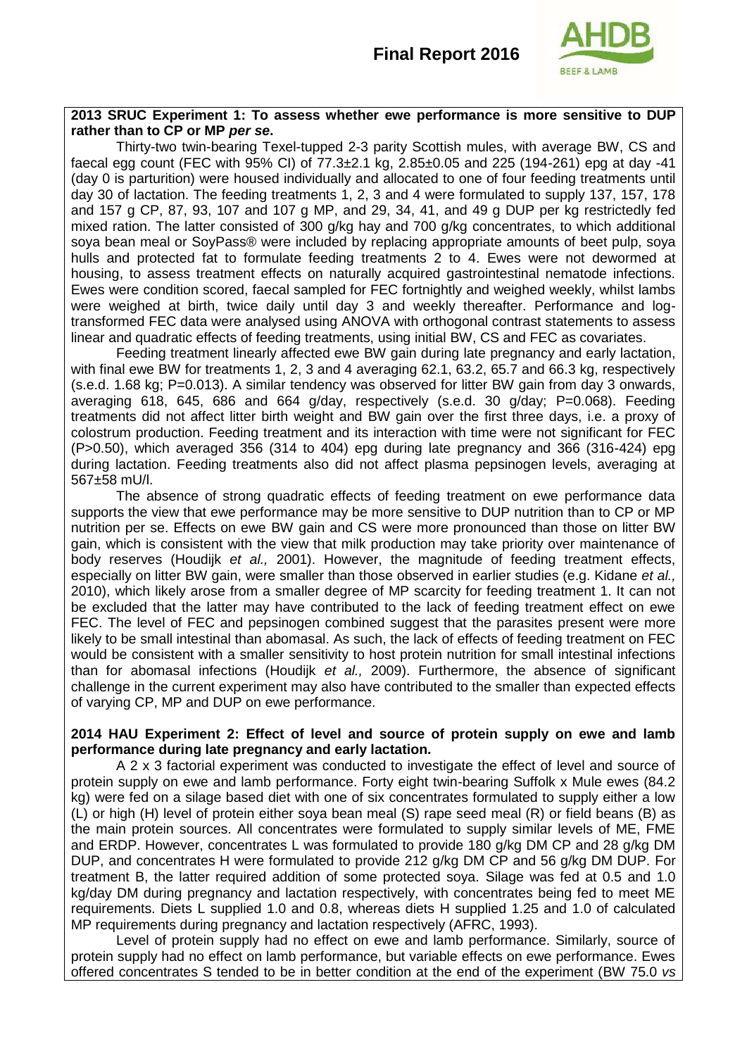**2013 SRUC Experiment 1: To assess whether ewe performance is more sensitive to DUP rather than to CP or MP *per se*.**

Thirty-two twin-bearing Texel-tupped 2-3 parity Scottish mules, with average BW, CS and faecal egg count (FEC with 95% CI) of 77.3±2.1 kg, 2.85±0.05 and 225 (194-261) epg at day -41 (day 0 is parturition) were housed individually and allocated to one of four feeding treatments until day 30 of lactation. The feeding treatments 1, 2, 3 and 4 were formulated to supply 137, 157, 178 and 157 g CP, 87, 93, 107 and 107 g MP, and 29, 34, 41, and 49 g DUP per kg restrictedly fed mixed ration. The latter consisted of 300 g/kg hay and 700 g/kg concentrates, to which additional soya bean meal or SoyPass® were included by replacing appropriate amounts of beet pulp, soya hulls and protected fat to formulate feeding treatments 2 to 4. Ewes were not dewormed at housing, to assess treatment effects on naturally acquired gastrointestinal nematode infections. Ewes were condition scored, faecal sampled for FEC fortnightly and weighed weekly, whilst lambs were weighed at birth, twice daily until day 3 and weekly thereafter. Performance and log-transformed FEC data were analysed using ANOVA with orthogonal contrast statements to assess linear and quadratic effects of feeding treatments, using initial BW, CS and FEC as covariates.

Feeding treatment linearly affected ewe BW gain during late pregnancy and early lactation, with final ewe BW for treatments 1, 2, 3 and 4 averaging 62.1, 63.2, 65.7 and 66.3 kg, respectively (s.e.d. 1.68 kg; P=0.013). A similar tendency was observed for litter BW gain from day 3 onwards, averaging 618, 645, 686 and 664 g/day, respectively (s.e.d. 30 g/day; P=0.068). Feeding treatments did not affect litter birth weight and BW gain over the first three days, i.e. a proxy of colostrum production. Feeding treatment and its interaction with time were not significant for FEC (P>0.50), which averaged 356 (314 to 404) epg during late pregnancy and 366 (316-424) epg during lactation. Feeding treatments also did not affect plasma pepsinogen levels, averaging at 567±58 mU/l.

The absence of strong quadratic effects of feeding treatment on ewe performance data supports the view that ewe performance may be more sensitive to DUP nutrition than to CP or MP nutrition per se. Effects on ewe BW gain and CS were more pronounced than those on litter BW gain, which is consistent with the view that milk production may take priority over maintenance of body reserves (Houdijk *et al.,* 2001). However, the magnitude of feeding treatment effects, especially on litter BW gain, were smaller than those observed in earlier studies (e.g. Kidane *et al.,* 2010), which likely arose from a smaller degree of MP scarcity for feeding treatment 1. It can not be excluded that the latter may have contributed to the lack of feeding treatment effect on ewe FEC. The level of FEC and pepsinogen combined suggest that the parasites present were more likely to be small intestinal than abomasal. As such, the lack of effects of feeding treatment on FEC would be consistent with a smaller sensitivity to host protein nutrition for small intestinal infections than for abomasal infections (Houdijk *et al.,* 2009). Furthermore, the absence of significant challenge in the current experiment may also have contributed to the smaller than expected effects of varying CP, MP and DUP on ewe performance.

**2014 HAU Experiment 2: Effect of level and source of protein supply on ewe and lamb performance during late pregnancy and early lactation.**

A 2 x 3 factorial experiment was conducted to investigate the effect of level and source of protein supply on ewe and lamb performance. Forty eight twin-bearing Suffolk x Mule ewes (84.2 kg) were fed on a silage based diet with one of six concentrates formulated to supply either a low (L) or high (H) level of protein either soya bean meal (S) rape seed meal (R) or field beans (B) as the main protein sources. All concentrates were formulated to supply similar levels of ME, FME and ERDP. However, concentrates L was formulated to provide 180 g/kg DM CP and 28 g/kg DM DUP, and concentrates H were formulated to provide 212 g/kg DM CP and 56 g/kg DM DUP. For treatment B, the latter required addition of some protected soya. Silage was fed at 0.5 and 1.0 kg/day DM during pregnancy and lactation respectively, with concentrates being fed to meet ME requirements. Diets L supplied 1.0 and 0.8, whereas diets H supplied 1.25 and 1.0 of calculated MP requirements during pregnancy and lactation respectively (AFRC, 1993).

Level of protein supply had no effect on ewe and lamb performance. Similarly, source of protein supply had no effect on lamb performance, but variable effects on ewe performance. Ewes offered concentrates S tended to be in better condition at the end of the experiment (BW 75.0 *vs*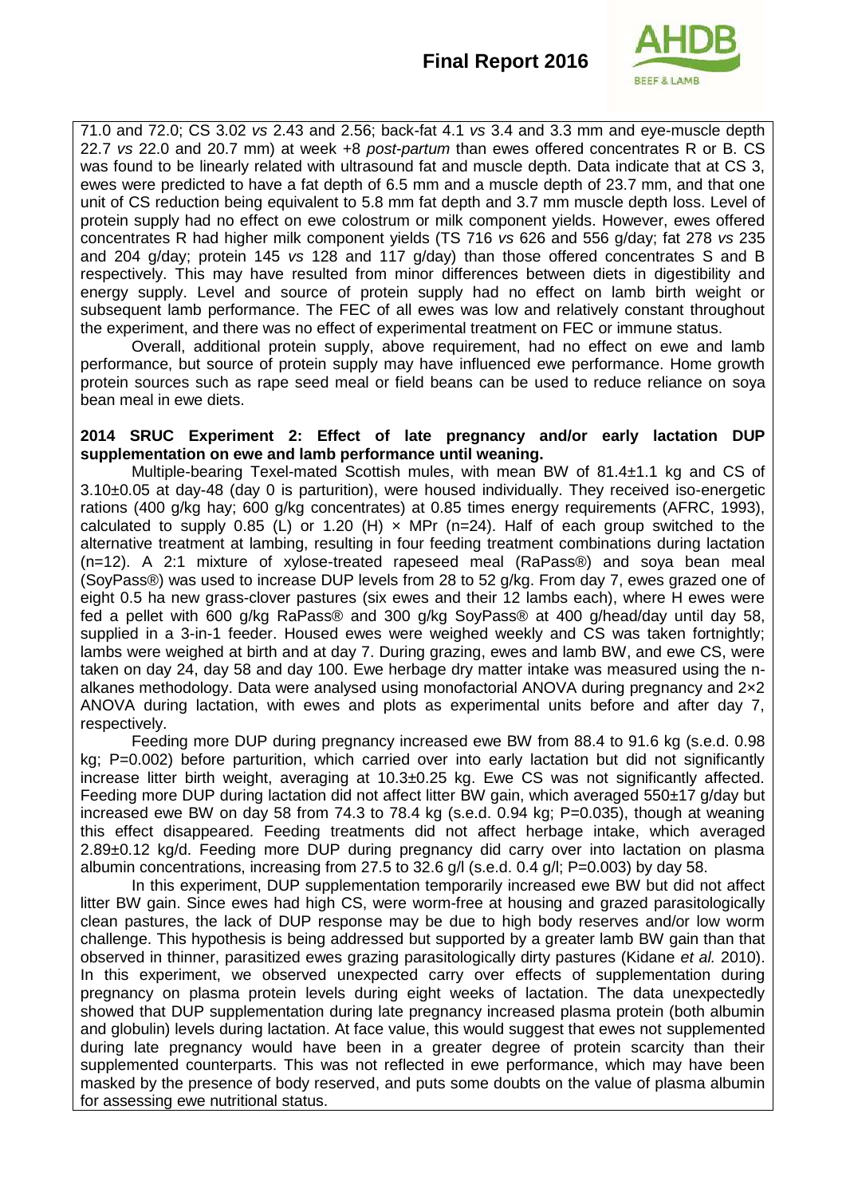71.0 and 72.0; CS 3.02 *vs* 2.43 and 2.56; back-fat 4.1 *vs* 3.4 and 3.3 mm and eye-muscle depth 22.7 *vs* 22.0 and 20.7 mm) at week +8 *post-partum* than ewes offered concentrates R or B. CS was found to be linearly related with ultrasound fat and muscle depth. Data indicate that at CS 3, ewes were predicted to have a fat depth of 6.5 mm and a muscle depth of 23.7 mm, and that one unit of CS reduction being equivalent to 5.8 mm fat depth and 3.7 mm muscle depth loss. Level of protein supply had no effect on ewe colostrum or milk component yields. However, ewes offered concentrates R had higher milk component yields (TS 716 *vs* 626 and 556 g/day; fat 278 *vs* 235 and 204 g/day; protein 145 *vs* 128 and 117 g/day) than those offered concentrates S and B respectively. This may have resulted from minor differences between diets in digestibility and energy supply. Level and source of protein supply had no effect on lamb birth weight or subsequent lamb performance. The FEC of all ewes was low and relatively constant throughout the experiment, and there was no effect of experimental treatment on FEC or immune status.

Overall, additional protein supply, above requirement, had no effect on ewe and lamb performance, but source of protein supply may have influenced ewe performance. Home growth protein sources such as rape seed meal or field beans can be used to reduce reliance on soya bean meal in ewe diets.

**2014 SRUC Experiment 2: Effect of late pregnancy and/or early lactation DUP supplementation on ewe and lamb performance until weaning.**

Multiple-bearing Texel-mated Scottish mules, with mean BW of 81.4±1.1 kg and CS of 3.10±0.05 at day-48 (day 0 is parturition), were housed individually. They received iso-energetic rations (400 g/kg hay; 600 g/kg concentrates) at 0.85 times energy requirements (AFRC, 1993), calculated to supply 0.85 (L) or 1.20 (H) × MPr (n=24). Half of each group switched to the alternative treatment at lambing, resulting in four feeding treatment combinations during lactation (n=12). A 2:1 mixture of xylose-treated rapeseed meal (RaPass®) and soya bean meal (SoyPass®) was used to increase DUP levels from 28 to 52 g/kg. From day 7, ewes grazed one of eight 0.5 ha new grass-clover pastures (six ewes and their 12 lambs each), where H ewes were fed a pellet with 600 g/kg RaPass® and 300 g/kg SoyPass® at 400 g/head/day until day 58, supplied in a 3-in-1 feeder. Housed ewes were weighed weekly and CS was taken fortnightly; lambs were weighed at birth and at day 7. During grazing, ewes and lamb BW, and ewe CS, were taken on day 24, day 58 and day 100. Ewe herbage dry matter intake was measured using the n-alkanes methodology. Data were analysed using monofactorial ANOVA during pregnancy and 2×2 ANOVA during lactation, with ewes and plots as experimental units before and after day 7, respectively.

Feeding more DUP during pregnancy increased ewe BW from 88.4 to 91.6 kg (s.e.d. 0.98 kg; P=0.002) before parturition, which carried over into early lactation but did not significantly increase litter birth weight, averaging at 10.3±0.25 kg. Ewe CS was not significantly affected. Feeding more DUP during lactation did not affect litter BW gain, which averaged 550±17 g/day but increased ewe BW on day 58 from 74.3 to 78.4 kg (s.e.d. 0.94 kg; P=0.035), though at weaning this effect disappeared. Feeding treatments did not affect herbage intake, which averaged 2.89±0.12 kg/d. Feeding more DUP during pregnancy did carry over into lactation on plasma albumin concentrations, increasing from 27.5 to 32.6 g/l (s.e.d. 0.4 g/l; P=0.003) by day 58.

In this experiment, DUP supplementation temporarily increased ewe BW but did not affect litter BW gain. Since ewes had high CS, were worm-free at housing and grazed parasitologically clean pastures, the lack of DUP response may be due to high body reserves and/or low worm challenge. This hypothesis is being addressed but supported by a greater lamb BW gain than that observed in thinner, parasitized ewes grazing parasitologically dirty pastures (Kidane *et al.* 2010). In this experiment, we observed unexpected carry over effects of supplementation during pregnancy on plasma protein levels during eight weeks of lactation. The data unexpectedly showed that DUP supplementation during late pregnancy increased plasma protein (both albumin and globulin) levels during lactation. At face value, this would suggest that ewes not supplemented during late pregnancy would have been in a greater degree of protein scarcity than their supplemented counterparts. This was not reflected in ewe performance, which may have been masked by the presence of body reserved, and puts some doubts on the value of plasma albumin for assessing ewe nutritional status.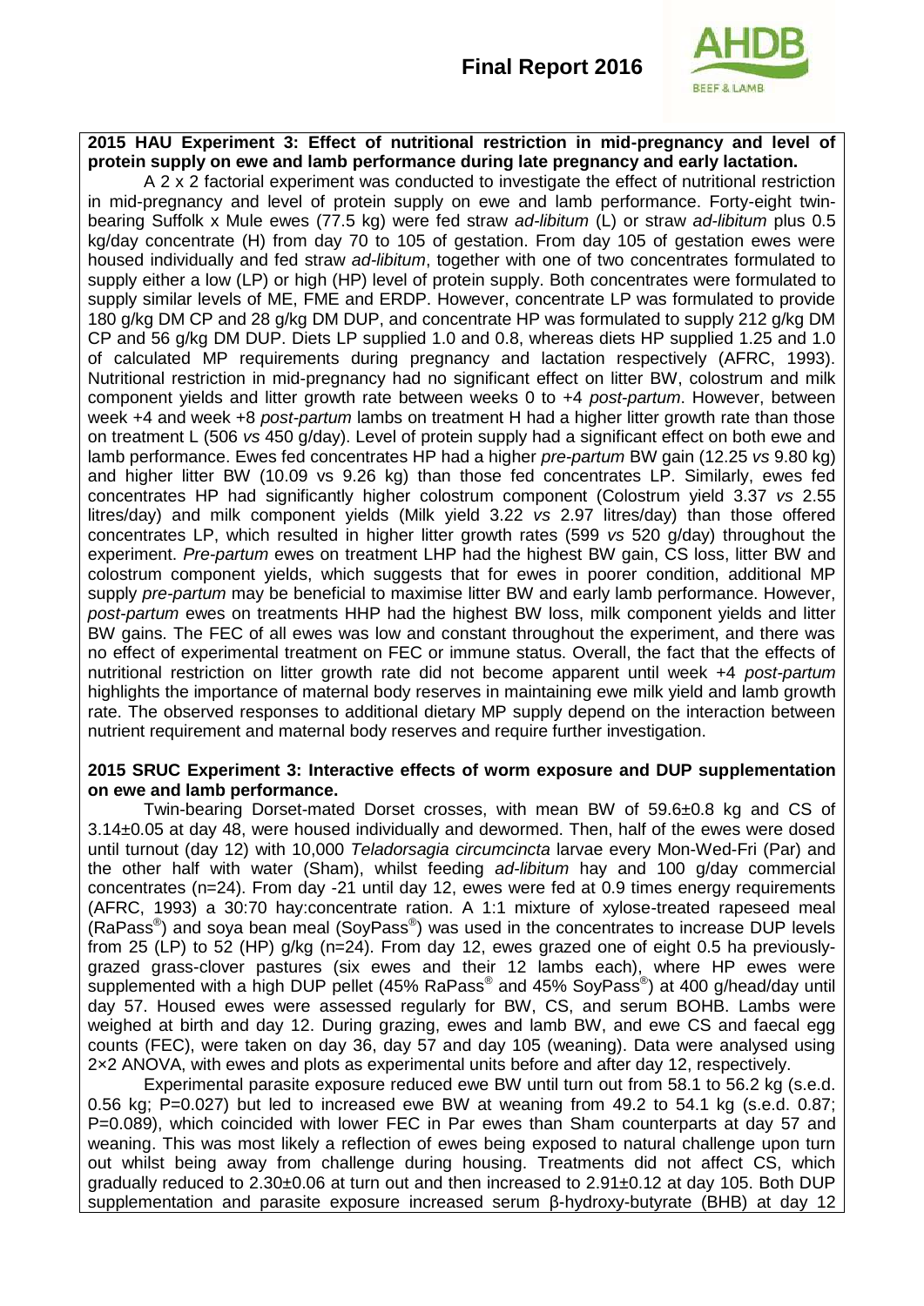**2015 HAU Experiment 3: Effect of nutritional restriction in mid-pregnancy and level of protein supply on ewe and lamb performance during late pregnancy and early lactation.**

A 2 x 2 factorial experiment was conducted to investigate the effect of nutritional restriction in mid-pregnancy and level of protein supply on ewe and lamb performance. Forty-eight twin-bearing Suffolk x Mule ewes (77.5 kg) were fed straw *ad-libitum* (L) or straw *ad-libitum* plus 0.5 kg/day concentrate (H) from day 70 to 105 of gestation. From day 105 of gestation ewes were housed individually and fed straw *ad-libitum*, together with one of two concentrates formulated to supply either a low (LP) or high (HP) level of protein supply. Both concentrates were formulated to supply similar levels of ME, FME and ERDP. However, concentrate LP was formulated to provide 180 g/kg DM CP and 28 g/kg DM DUP, and concentrate HP was formulated to supply 212 g/kg DM CP and 56 g/kg DM DUP. Diets LP supplied 1.0 and 0.8, whereas diets HP supplied 1.25 and 1.0 of calculated MP requirements during pregnancy and lactation respectively (AFRC, 1993). Nutritional restriction in mid-pregnancy had no significant effect on litter BW, colostrum and milk component yields and litter growth rate between weeks 0 to +4 *post-partum*. However, between week +4 and week +8 *post-partum* lambs on treatment H had a higher litter growth rate than those on treatment L (506 *vs* 450 g/day). Level of protein supply had a significant effect on both ewe and lamb performance. Ewes fed concentrates HP had a higher *pre-partum* BW gain (12.25 *vs* 9.80 kg) and higher litter BW (10.09 vs 9.26 kg) than those fed concentrates LP. Similarly, ewes fed concentrates HP had significantly higher colostrum component (Colostrum yield 3.37 *vs* 2.55 litres/day) and milk component yields (Milk yield 3.22 *vs* 2.97 litres/day) than those offered concentrates LP, which resulted in higher litter growth rates (599 *vs* 520 g/day) throughout the experiment. *Pre-partum* ewes on treatment LHP had the highest BW gain, CS loss, litter BW and colostrum component yields, which suggests that for ewes in poorer condition, additional MP supply *pre-partum* may be beneficial to maximise litter BW and early lamb performance. However, *post-partum* ewes on treatments HHP had the highest BW loss, milk component yields and litter BW gains. The FEC of all ewes was low and constant throughout the experiment, and there was no effect of experimental treatment on FEC or immune status. Overall, the fact that the effects of nutritional restriction on litter growth rate did not become apparent until week +4 *post-partum* highlights the importance of maternal body reserves in maintaining ewe milk yield and lamb growth rate. The observed responses to additional dietary MP supply depend on the interaction between nutrient requirement and maternal body reserves and require further investigation.

**2015 SRUC Experiment 3: Interactive effects of worm exposure and DUP supplementation on ewe and lamb performance.**

Twin-bearing Dorset-mated Dorset crosses, with mean BW of 59.6±0.8 kg and CS of 3.14±0.05 at day 48, were housed individually and dewormed. Then, half of the ewes were dosed until turnout (day 12) with 10,000 *Teladorsagia circumcincta* larvae every Mon-Wed-Fri (Par) and the other half with water (Sham), whilst feeding *ad-libitum* hay and 100 g/day commercial concentrates (n=24). From day -21 until day 12, ewes were fed at 0.9 times energy requirements (AFRC, 1993) a 30:70 hay:concentrate ration. A 1:1 mixture of xylose-treated rapeseed meal (RaPass®) and soya bean meal (SoyPass®) was used in the concentrates to increase DUP levels from 25 (LP) to 52 (HP) g/kg (n=24). From day 12, ewes grazed one of eight 0.5 ha previously-grazed grass-clover pastures (six ewes and their 12 lambs each), where HP ewes were supplemented with a high DUP pellet (45% RaPass® and 45% SoyPass®) at 400 g/head/day until day 57. Housed ewes were assessed regularly for BW, CS, and serum BOHB. Lambs were weighed at birth and day 12. During grazing, ewes and lamb BW, and ewe CS and faecal egg counts (FEC), were taken on day 36, day 57 and day 105 (weaning). Data were analysed using 2×2 ANOVA, with ewes and plots as experimental units before and after day 12, respectively.

Experimental parasite exposure reduced ewe BW until turn out from 58.1 to 56.2 kg (s.e.d. 0.56 kg; P=0.027) but led to increased ewe BW at weaning from 49.2 to 54.1 kg (s.e.d. 0.87; P=0.089), which coincided with lower FEC in Par ewes than Sham counterparts at day 57 and weaning. This was most likely a reflection of ewes being exposed to natural challenge upon turn out whilst being away from challenge during housing. Treatments did not affect CS, which gradually reduced to 2.30±0.06 at turn out and then increased to 2.91±0.12 at day 105. Both DUP supplementation and parasite exposure increased serum β-hydroxy-butyrate (BHB) at day 12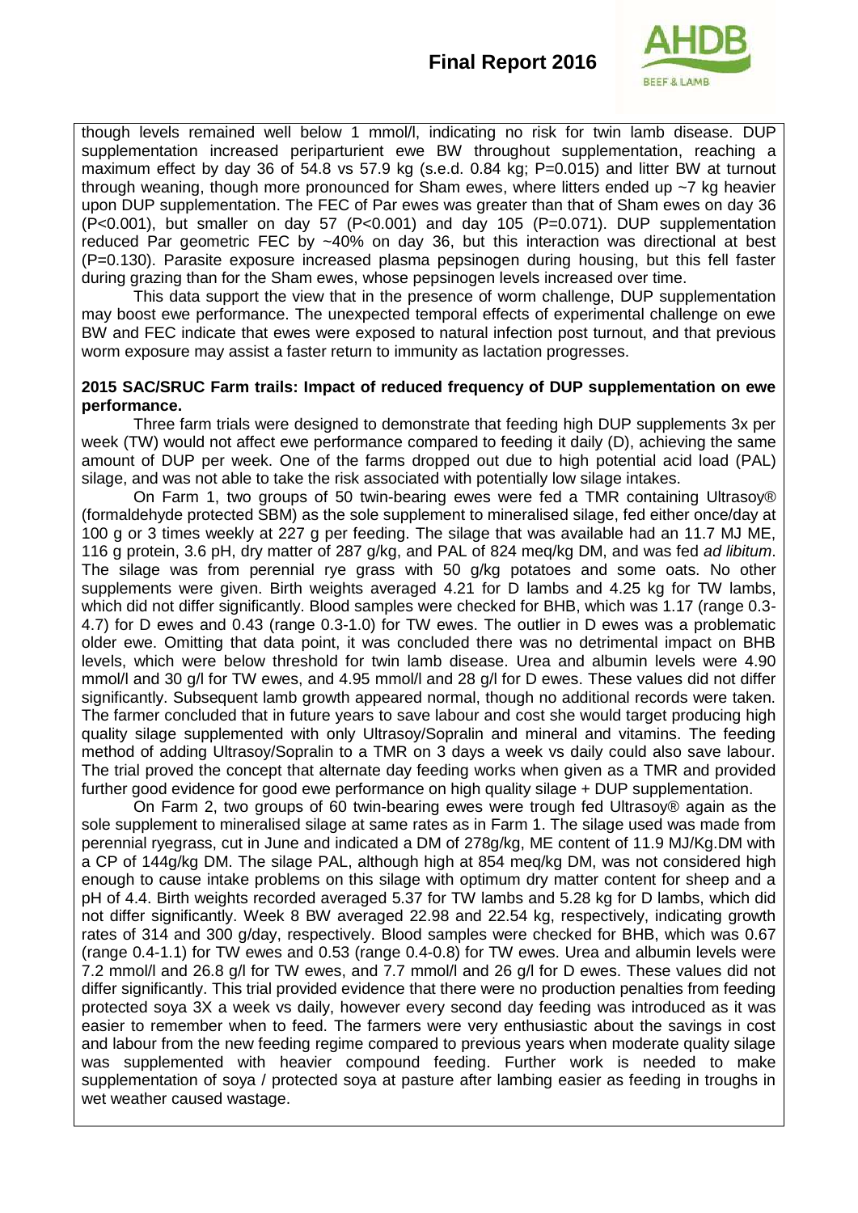though levels remained well below 1 mmol/l, indicating no risk for twin lamb disease. DUP supplementation increased periparturient ewe BW throughout supplementation, reaching a maximum effect by day 36 of 54.8 vs 57.9 kg (s.e.d. 0.84 kg; P=0.015) and litter BW at turnout through weaning, though more pronounced for Sham ewes, where litters ended up ~7 kg heavier upon DUP supplementation. The FEC of Par ewes was greater than that of Sham ewes on day 36 (P<0.001), but smaller on day 57 (P<0.001) and day 105 (P=0.071). DUP supplementation reduced Par geometric FEC by ~40% on day 36, but this interaction was directional at best (P=0.130). Parasite exposure increased plasma pepsinogen during housing, but this fell faster during grazing than for the Sham ewes, whose pepsinogen levels increased over time.

This data support the view that in the presence of worm challenge, DUP supplementation may boost ewe performance. The unexpected temporal effects of experimental challenge on ewe BW and FEC indicate that ewes were exposed to natural infection post turnout, and that previous worm exposure may assist a faster return to immunity as lactation progresses.

**2015 SAC/SRUC Farm trails: Impact of reduced frequency of DUP supplementation on ewe performance.**

Three farm trials were designed to demonstrate that feeding high DUP supplements 3x per week (TW) would not affect ewe performance compared to feeding it daily (D), achieving the same amount of DUP per week. One of the farms dropped out due to high potential acid load (PAL) silage, and was not able to take the risk associated with potentially low silage intakes.

On Farm 1, two groups of 50 twin-bearing ewes were fed a TMR containing Ultrasoy® (formaldehyde protected SBM) as the sole supplement to mineralised silage, fed either once/day at 100 g or 3 times weekly at 227 g per feeding. The silage that was available had an 11.7 MJ ME, 116 g protein, 3.6 pH, dry matter of 287 g/kg, and PAL of 824 meq/kg DM, and was fed *ad libitum*. The silage was from perennial rye grass with 50 g/kg potatoes and some oats. No other supplements were given. Birth weights averaged 4.21 for D lambs and 4.25 kg for TW lambs, which did not differ significantly. Blood samples were checked for BHB, which was 1.17 (range 0.3-4.7) for D ewes and 0.43 (range 0.3-1.0) for TW ewes. The outlier in D ewes was a problematic older ewe. Omitting that data point, it was concluded there was no detrimental impact on BHB levels, which were below threshold for twin lamb disease. Urea and albumin levels were 4.90 mmol/l and 30 g/l for TW ewes, and 4.95 mmol/l and 28 g/l for D ewes. These values did not differ significantly. Subsequent lamb growth appeared normal, though no additional records were taken. The farmer concluded that in future years to save labour and cost she would target producing high quality silage supplemented with only Ultrasoy/Sopralin and mineral and vitamins. The feeding method of adding Ultrasoy/Sopralin to a TMR on 3 days a week vs daily could also save labour. The trial proved the concept that alternate day feeding works when given as a TMR and provided further good evidence for good ewe performance on high quality silage + DUP supplementation.

On Farm 2, two groups of 60 twin-bearing ewes were trough fed Ultrasoy® again as the sole supplement to mineralised silage at same rates as in Farm 1. The silage used was made from perennial ryegrass, cut in June and indicated a DM of 278g/kg, ME content of 11.9 MJ/Kg.DM with a CP of 144g/kg DM. The silage PAL, although high at 854 meq/kg DM, was not considered high enough to cause intake problems on this silage with optimum dry matter content for sheep and a pH of 4.4. Birth weights recorded averaged 5.37 for TW lambs and 5.28 kg for D lambs, which did not differ significantly. Week 8 BW averaged 22.98 and 22.54 kg, respectively, indicating growth rates of 314 and 300 g/day, respectively. Blood samples were checked for BHB, which was 0.67 (range 0.4-1.1) for TW ewes and 0.53 (range 0.4-0.8) for TW ewes. Urea and albumin levels were 7.2 mmol/l and 26.8 g/l for TW ewes, and 7.7 mmol/l and 26 g/l for D ewes. These values did not differ significantly. This trial provided evidence that there were no production penalties from feeding protected soya 3X a week vs daily, however every second day feeding was introduced as it was easier to remember when to feed. The farmers were very enthusiastic about the savings in cost and labour from the new feeding regime compared to previous years when moderate quality silage was supplemented with heavier compound feeding. Further work is needed to make supplementation of soya / protected soya at pasture after lambing easier as feeding in troughs in wet weather caused wastage.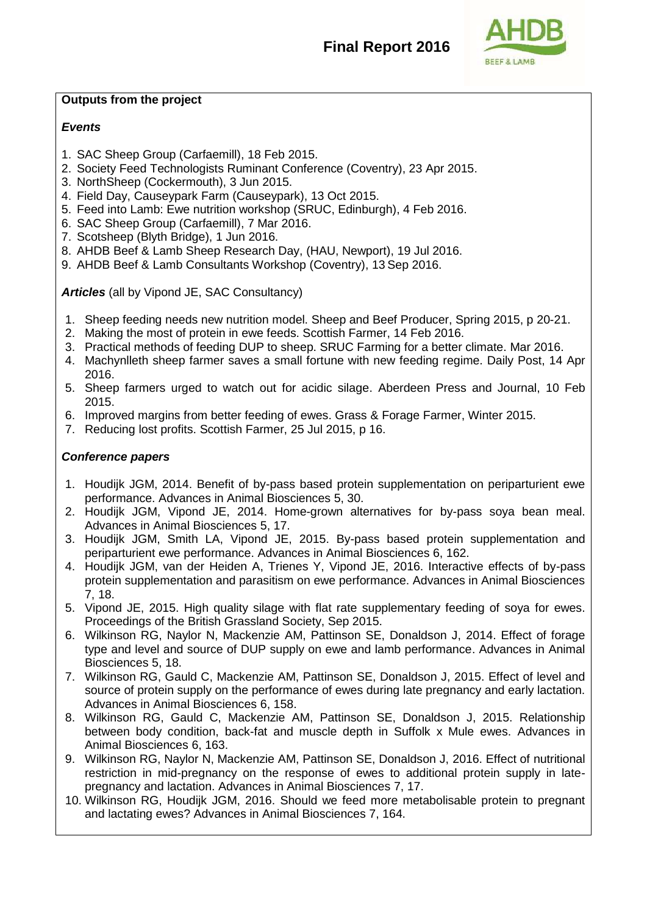**Outputs from the project**

***Events***

1. SAC Sheep Group (Carfaemill), 18 Feb 2015.
2. Society Feed Technologists Ruminant Conference (Coventry), 23 Apr 2015.
3. NorthSheep (Cockermouth), 3 Jun 2015.
4. Field Day, Causeypark Farm (Causeypark), 13 Oct 2015.
5. Feed into Lamb: Ewe nutrition workshop (SRUC, Edinburgh), 4 Feb 2016.
6. SAC Sheep Group (Carfaemill), 7 Mar 2016.
7. Scotsheep (Blyth Bridge), 1 Jun 2016.
8. AHDB Beef & Lamb Sheep Research Day, (HAU, Newport), 19 Jul 2016.
9. AHDB Beef & Lamb Consultants Workshop (Coventry), 13 Sep 2016.

***Articles*** (all by Vipond JE, SAC Consultancy)

1. Sheep feeding needs new nutrition model. Sheep and Beef Producer, Spring 2015, p 20-21.
2. Making the most of protein in ewe feeds. Scottish Farmer, 14 Feb 2016.
3. Practical methods of feeding DUP to sheep. SRUC Farming for a better climate. Mar 2016.
4. Machynlleth sheep farmer saves a small fortune with new feeding regime. Daily Post, 14 Apr 2016.
5. Sheep farmers urged to watch out for acidic silage. Aberdeen Press and Journal, 10 Feb 2015.
6. Improved margins from better feeding of ewes. Grass & Forage Farmer, Winter 2015.
7. Reducing lost profits. Scottish Farmer, 25 Jul 2015, p 16.

***Conference papers***

1. Houdijk JGM, 2014. Benefit of by-pass based protein supplementation on periparturient ewe performance. Advances in Animal Biosciences 5, 30.
2. Houdijk JGM, Vipond JE, 2014. Home-grown alternatives for by-pass soya bean meal. Advances in Animal Biosciences 5, 17.
3. Houdijk JGM, Smith LA, Vipond JE, 2015. By-pass based protein supplementation and periparturient ewe performance. Advances in Animal Biosciences 6, 162.
4. Houdijk JGM, van der Heiden A, Trienes Y, Vipond JE, 2016. Interactive effects of by-pass protein supplementation and parasitism on ewe performance. Advances in Animal Biosciences 7, 18.
5. Vipond JE, 2015. High quality silage with flat rate supplementary feeding of soya for ewes. Proceedings of the British Grassland Society, Sep 2015.
6. Wilkinson RG, Naylor N, Mackenzie AM, Pattinson SE, Donaldson J, 2014. Effect of forage type and level and source of DUP supply on ewe and lamb performance. Advances in Animal Biosciences 5, 18.
7. Wilkinson RG, Gauld C, Mackenzie AM, Pattinson SE, Donaldson J, 2015. Effect of level and source of protein supply on the performance of ewes during late pregnancy and early lactation. Advances in Animal Biosciences 6, 158.
8. Wilkinson RG, Gauld C, Mackenzie AM, Pattinson SE, Donaldson J, 2015. Relationship between body condition, back-fat and muscle depth in Suffolk x Mule ewes. Advances in Animal Biosciences 6, 163.
9. Wilkinson RG, Naylor N, Mackenzie AM, Pattinson SE, Donaldson J, 2016. Effect of nutritional restriction in mid-pregnancy on the response of ewes to additional protein supply in late-pregnancy and lactation. Advances in Animal Biosciences 7, 17.
10. Wilkinson RG, Houdijk JGM, 2016. Should we feed more metabolisable protein to pregnant and lactating ewes? Advances in Animal Biosciences 7, 164.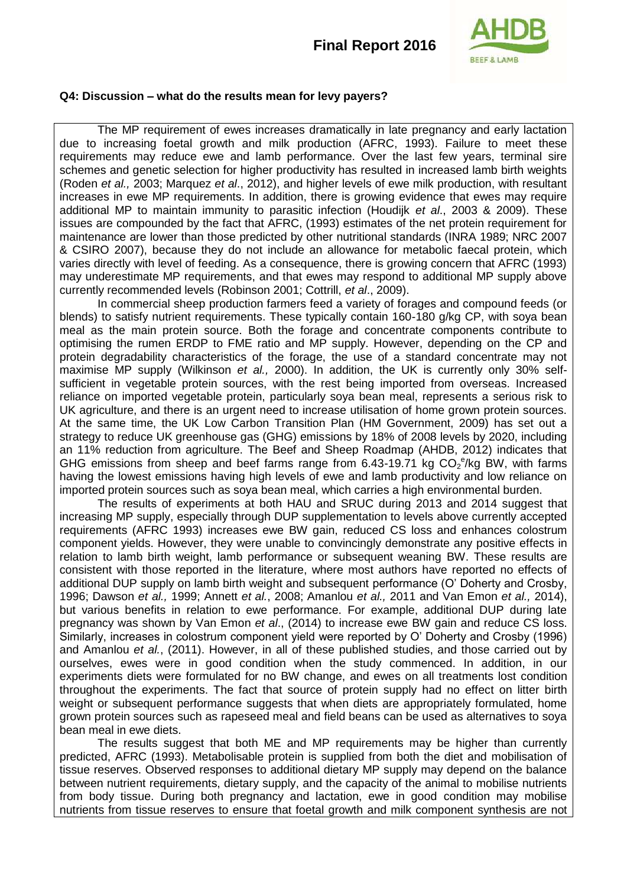### Q4: Discussion – what do the results mean for levy payers?

The MP requirement of ewes increases dramatically in late pregnancy and early lactation due to increasing foetal growth and milk production (AFRC, 1993). Failure to meet these requirements may reduce ewe and lamb performance. Over the last few years, terminal sire schemes and genetic selection for higher productivity has resulted in increased lamb birth weights (Roden *et al.,* 2003; Marquez *et al*., 2012), and higher levels of ewe milk production, with resultant increases in ewe MP requirements. In addition, there is growing evidence that ewes may require additional MP to maintain immunity to parasitic infection (Houdijk *et al*., 2003 & 2009). These issues are compounded by the fact that AFRC, (1993) estimates of the net protein requirement for maintenance are lower than those predicted by other nutritional standards (INRA 1989; NRC 2007 & CSIRO 2007), because they do not include an allowance for metabolic faecal protein, which varies directly with level of feeding. As a consequence, there is growing concern that AFRC (1993) may underestimate MP requirements, and that ewes may respond to additional MP supply above currently recommended levels (Robinson 2001; Cottrill, *et al*., 2009).

In commercial sheep production farmers feed a variety of forages and compound feeds (or blends) to satisfy nutrient requirements. These typically contain 160-180 g/kg CP, with soya bean meal as the main protein source. Both the forage and concentrate components contribute to optimising the rumen ERDP to FME ratio and MP supply. However, depending on the CP and protein degradability characteristics of the forage, the use of a standard concentrate may not maximise MP supply (Wilkinson *et al.,* 2000). In addition, the UK is currently only 30% self-sufficient in vegetable protein sources, with the rest being imported from overseas. Increased reliance on imported vegetable protein, particularly soya bean meal, represents a serious risk to UK agriculture, and there is an urgent need to increase utilisation of home grown protein sources. At the same time, the UK Low Carbon Transition Plan (HM Government, 2009) has set out a strategy to reduce UK greenhouse gas (GHG) emissions by 18% of 2008 levels by 2020, including an 11% reduction from agriculture. The Beef and Sheep Roadmap (AHDB, 2012) indicates that GHG emissions from sheep and beef farms range from 6.43-19.71 kg $CO_2^e$/kg BW, with farms having the lowest emissions having high levels of ewe and lamb productivity and low reliance on imported protein sources such as soya bean meal, which carries a high environmental burden.

The results of experiments at both HAU and SRUC during 2013 and 2014 suggest that increasing MP supply, especially through DUP supplementation to levels above currently accepted requirements (AFRC 1993) increases ewe BW gain, reduced CS loss and enhances colostrum component yields. However, they were unable to convincingly demonstrate any positive effects in relation to lamb birth weight, lamb performance or subsequent weaning BW. These results are consistent with those reported in the literature, where most authors have reported no effects of additional DUP supply on lamb birth weight and subsequent performance (O' Doherty and Crosby, 1996; Dawson *et al.,* 1999; Annett *et al.*, 2008; Amanlou *et al.,* 2011 and Van Emon *et al.,* 2014), but various benefits in relation to ewe performance. For example, additional DUP during late pregnancy was shown by Van Emon *et al*., (2014) to increase ewe BW gain and reduce CS loss. Similarly, increases in colostrum component yield were reported by O' Doherty and Crosby (1996) and Amanlou *et al.*, (2011). However, in all of these published studies, and those carried out by ourselves, ewes were in good condition when the study commenced. In addition, in our experiments diets were formulated for no BW change, and ewes on all treatments lost condition throughout the experiments. The fact that source of protein supply had no effect on litter birth weight or subsequent performance suggests that when diets are appropriately formulated, home grown protein sources such as rapeseed meal and field beans can be used as alternatives to soya bean meal in ewe diets.

The results suggest that both ME and MP requirements may be higher than currently predicted, AFRC (1993). Metabolisable protein is supplied from both the diet and mobilisation of tissue reserves. Observed responses to additional dietary MP supply may depend on the balance between nutrient requirements, dietary supply, and the capacity of the animal to mobilise nutrients from body tissue. During both pregnancy and lactation, ewe in good condition may mobilise nutrients from tissue reserves to ensure that foetal growth and milk component synthesis are not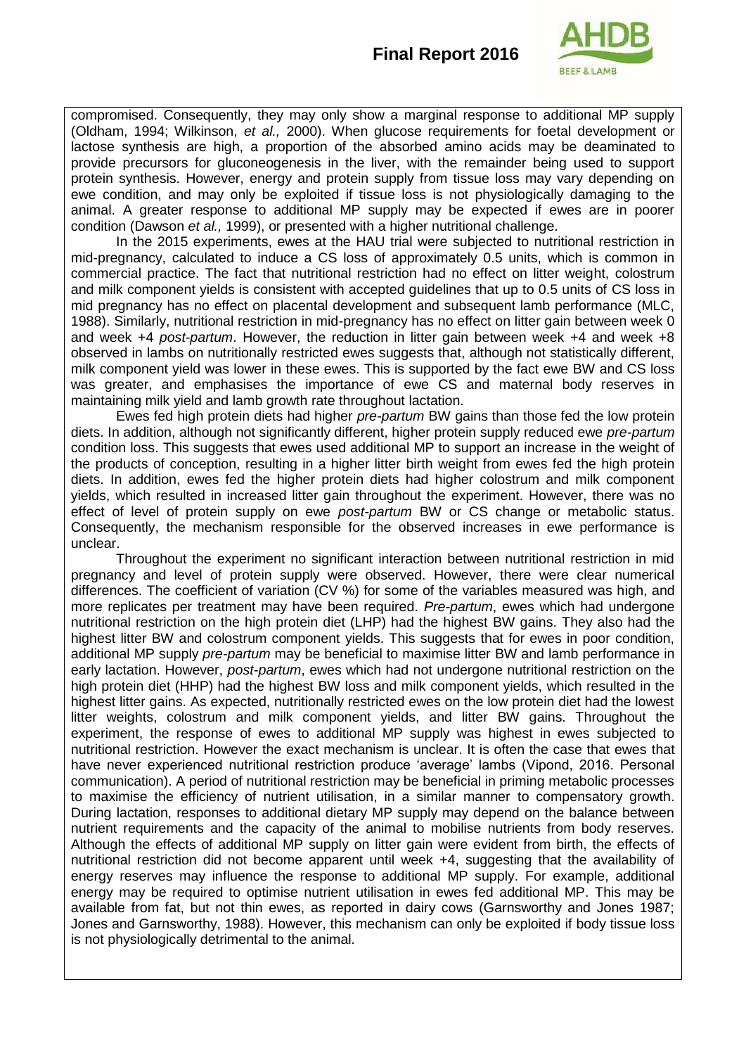compromised. Consequently, they may only show a marginal response to additional MP supply (Oldham, 1994; Wilkinson, *et al.,* 2000). When glucose requirements for foetal development or lactose synthesis are high, a proportion of the absorbed amino acids may be deaminated to provide precursors for gluconeogenesis in the liver, with the remainder being used to support protein synthesis. However, energy and protein supply from tissue loss may vary depending on ewe condition, and may only be exploited if tissue loss is not physiologically damaging to the animal. A greater response to additional MP supply may be expected if ewes are in poorer condition (Dawson *et al.,* 1999), or presented with a higher nutritional challenge.

In the 2015 experiments, ewes at the HAU trial were subjected to nutritional restriction in mid-pregnancy, calculated to induce a CS loss of approximately 0.5 units, which is common in commercial practice. The fact that nutritional restriction had no effect on litter weight, colostrum and milk component yields is consistent with accepted guidelines that up to 0.5 units of CS loss in mid pregnancy has no effect on placental development and subsequent lamb performance (MLC, 1988). Similarly, nutritional restriction in mid-pregnancy has no effect on litter gain between week 0 and week +4 *post-partum*. However, the reduction in litter gain between week +4 and week +8 observed in lambs on nutritionally restricted ewes suggests that, although not statistically different, milk component yield was lower in these ewes. This is supported by the fact ewe BW and CS loss was greater, and emphasises the importance of ewe CS and maternal body reserves in maintaining milk yield and lamb growth rate throughout lactation.

Ewes fed high protein diets had higher *pre-partum* BW gains than those fed the low protein diets. In addition, although not significantly different, higher protein supply reduced ewe *pre-partum* condition loss. This suggests that ewes used additional MP to support an increase in the weight of the products of conception, resulting in a higher litter birth weight from ewes fed the high protein diets. In addition, ewes fed the higher protein diets had higher colostrum and milk component yields, which resulted in increased litter gain throughout the experiment. However, there was no effect of level of protein supply on ewe *post-partum* BW or CS change or metabolic status. Consequently, the mechanism responsible for the observed increases in ewe performance is unclear.

Throughout the experiment no significant interaction between nutritional restriction in mid pregnancy and level of protein supply were observed. However, there were clear numerical differences. The coefficient of variation (CV %) for some of the variables measured was high, and more replicates per treatment may have been required. *Pre-partum*, ewes which had undergone nutritional restriction on the high protein diet (LHP) had the highest BW gains. They also had the highest litter BW and colostrum component yields. This suggests that for ewes in poor condition, additional MP supply *pre-partum* may be beneficial to maximise litter BW and lamb performance in early lactation. However, *post-partum*, ewes which had not undergone nutritional restriction on the high protein diet (HHP) had the highest BW loss and milk component yields, which resulted in the highest litter gains. As expected, nutritionally restricted ewes on the low protein diet had the lowest litter weights, colostrum and milk component yields, and litter BW gains. Throughout the experiment, the response of ewes to additional MP supply was highest in ewes subjected to nutritional restriction. However the exact mechanism is unclear. It is often the case that ewes that have never experienced nutritional restriction produce 'average' lambs (Vipond, 2016. Personal communication). A period of nutritional restriction may be beneficial in priming metabolic processes to maximise the efficiency of nutrient utilisation, in a similar manner to compensatory growth. During lactation, responses to additional dietary MP supply may depend on the balance between nutrient requirements and the capacity of the animal to mobilise nutrients from body reserves. Although the effects of additional MP supply on litter gain were evident from birth, the effects of nutritional restriction did not become apparent until week +4, suggesting that the availability of energy reserves may influence the response to additional MP supply. For example, additional energy may be required to optimise nutrient utilisation in ewes fed additional MP. This may be available from fat, but not thin ewes, as reported in dairy cows (Garnsworthy and Jones 1987; Jones and Garnsworthy, 1988). However, this mechanism can only be exploited if body tissue loss is not physiologically detrimental to the animal.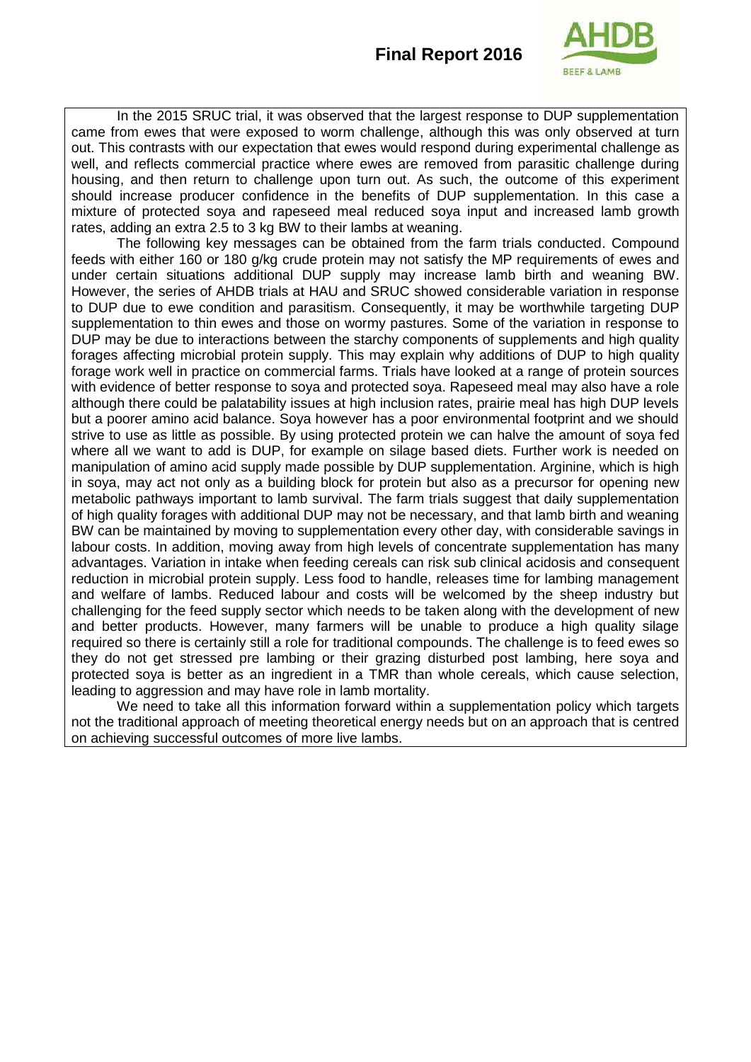In the 2015 SRUC trial, it was observed that the largest response to DUP supplementation came from ewes that were exposed to worm challenge, although this was only observed at turn out. This contrasts with our expectation that ewes would respond during experimental challenge as well, and reflects commercial practice where ewes are removed from parasitic challenge during housing, and then return to challenge upon turn out. As such, the outcome of this experiment should increase producer confidence in the benefits of DUP supplementation. In this case a mixture of protected soya and rapeseed meal reduced soya input and increased lamb growth rates, adding an extra 2.5 to 3 kg BW to their lambs at weaning.

The following key messages can be obtained from the farm trials conducted. Compound feeds with either 160 or 180 g/kg crude protein may not satisfy the MP requirements of ewes and under certain situations additional DUP supply may increase lamb birth and weaning BW. However, the series of AHDB trials at HAU and SRUC showed considerable variation in response to DUP due to ewe condition and parasitism. Consequently, it may be worthwhile targeting DUP supplementation to thin ewes and those on wormy pastures. Some of the variation in response to DUP may be due to interactions between the starchy components of supplements and high quality forages affecting microbial protein supply. This may explain why additions of DUP to high quality forage work well in practice on commercial farms. Trials have looked at a range of protein sources with evidence of better response to soya and protected soya. Rapeseed meal may also have a role although there could be palatability issues at high inclusion rates, prairie meal has high DUP levels but a poorer amino acid balance. Soya however has a poor environmental footprint and we should strive to use as little as possible. By using protected protein we can halve the amount of soya fed where all we want to add is DUP, for example on silage based diets. Further work is needed on manipulation of amino acid supply made possible by DUP supplementation. Arginine, which is high in soya, may act not only as a building block for protein but also as a precursor for opening new metabolic pathways important to lamb survival. The farm trials suggest that daily supplementation of high quality forages with additional DUP may not be necessary, and that lamb birth and weaning BW can be maintained by moving to supplementation every other day, with considerable savings in labour costs. In addition, moving away from high levels of concentrate supplementation has many advantages. Variation in intake when feeding cereals can risk sub clinical acidosis and consequent reduction in microbial protein supply. Less food to handle, releases time for lambing management and welfare of lambs. Reduced labour and costs will be welcomed by the sheep industry but challenging for the feed supply sector which needs to be taken along with the development of new and better products. However, many farmers will be unable to produce a high quality silage required so there is certainly still a role for traditional compounds. The challenge is to feed ewes so they do not get stressed pre lambing or their grazing disturbed post lambing, here soya and protected soya is better as an ingredient in a TMR than whole cereals, which cause selection, leading to aggression and may have role in lamb mortality.

We need to take all this information forward within a supplementation policy which targets not the traditional approach of meeting theoretical energy needs but on an approach that is centred on achieving successful outcomes of more live lambs.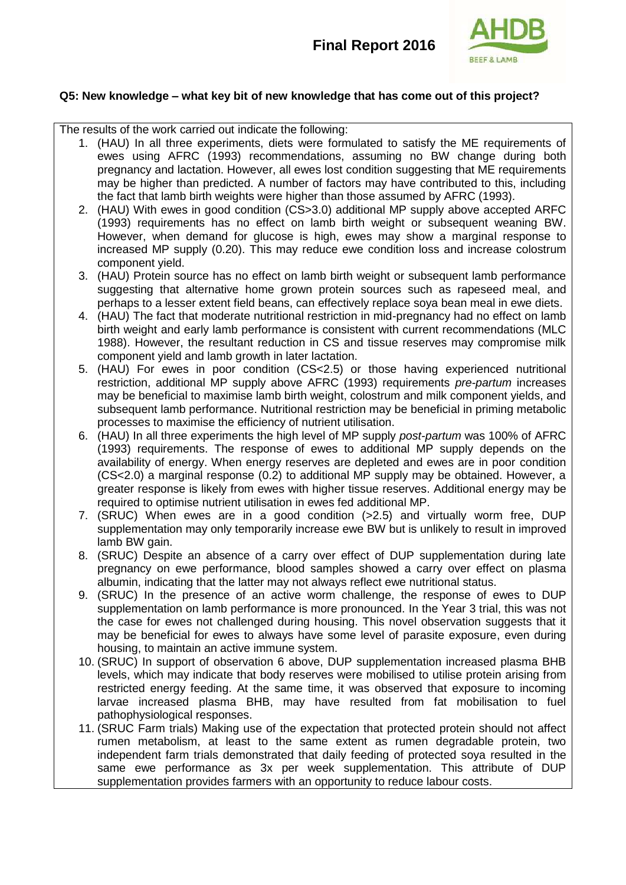**Q5: New knowledge – what key bit of new knowledge that has come out of this project?**

The results of the work carried out indicate the following:

1. (HAU) In all three experiments, diets were formulated to satisfy the ME requirements of ewes using AFRC (1993) recommendations, assuming no BW change during both pregnancy and lactation. However, all ewes lost condition suggesting that ME requirements may be higher than predicted. A number of factors may have contributed to this, including the fact that lamb birth weights were higher than those assumed by AFRC (1993).
2. (HAU) With ewes in good condition (CS>3.0) additional MP supply above accepted ARFC (1993) requirements has no effect on lamb birth weight or subsequent weaning BW. However, when demand for glucose is high, ewes may show a marginal response to increased MP supply (0.20). This may reduce ewe condition loss and increase colostrum component yield.
3. (HAU) Protein source has no effect on lamb birth weight or subsequent lamb performance suggesting that alternative home grown protein sources such as rapeseed meal, and perhaps to a lesser extent field beans, can effectively replace soya bean meal in ewe diets.
4. (HAU) The fact that moderate nutritional restriction in mid-pregnancy had no effect on lamb birth weight and early lamb performance is consistent with current recommendations (MLC 1988). However, the resultant reduction in CS and tissue reserves may compromise milk component yield and lamb growth in later lactation.
5. (HAU) For ewes in poor condition (CS<2.5) or those having experienced nutritional restriction, additional MP supply above AFRC (1993) requirements *pre-partum* increases may be beneficial to maximise lamb birth weight, colostrum and milk component yields, and subsequent lamb performance. Nutritional restriction may be beneficial in priming metabolic processes to maximise the efficiency of nutrient utilisation.
6. (HAU) In all three experiments the high level of MP supply *post-partum* was 100% of AFRC (1993) requirements. The response of ewes to additional MP supply depends on the availability of energy. When energy reserves are depleted and ewes are in poor condition (CS<2.0) a marginal response (0.2) to additional MP supply may be obtained. However, a greater response is likely from ewes with higher tissue reserves. Additional energy may be required to optimise nutrient utilisation in ewes fed additional MP.
7. (SRUC) When ewes are in a good condition (>2.5) and virtually worm free, DUP supplementation may only temporarily increase ewe BW but is unlikely to result in improved lamb BW gain.
8. (SRUC) Despite an absence of a carry over effect of DUP supplementation during late pregnancy on ewe performance, blood samples showed a carry over effect on plasma albumin, indicating that the latter may not always reflect ewe nutritional status.
9. (SRUC) In the presence of an active worm challenge, the response of ewes to DUP supplementation on lamb performance is more pronounced. In the Year 3 trial, this was not the case for ewes not challenged during housing. This novel observation suggests that it may be beneficial for ewes to always have some level of parasite exposure, even during housing, to maintain an active immune system.
10. (SRUC) In support of observation 6 above, DUP supplementation increased plasma BHB levels, which may indicate that body reserves were mobilised to utilise protein arising from restricted energy feeding. At the same time, it was observed that exposure to incoming larvae increased plasma BHB, may have resulted from fat mobilisation to fuel pathophysiological responses.
11. (SRUC Farm trials) Making use of the expectation that protected protein should not affect rumen metabolism, at least to the same extent as rumen degradable protein, two independent farm trials demonstrated that daily feeding of protected soya resulted in the same ewe performance as 3x per week supplementation. This attribute of DUP supplementation provides farmers with an opportunity to reduce labour costs.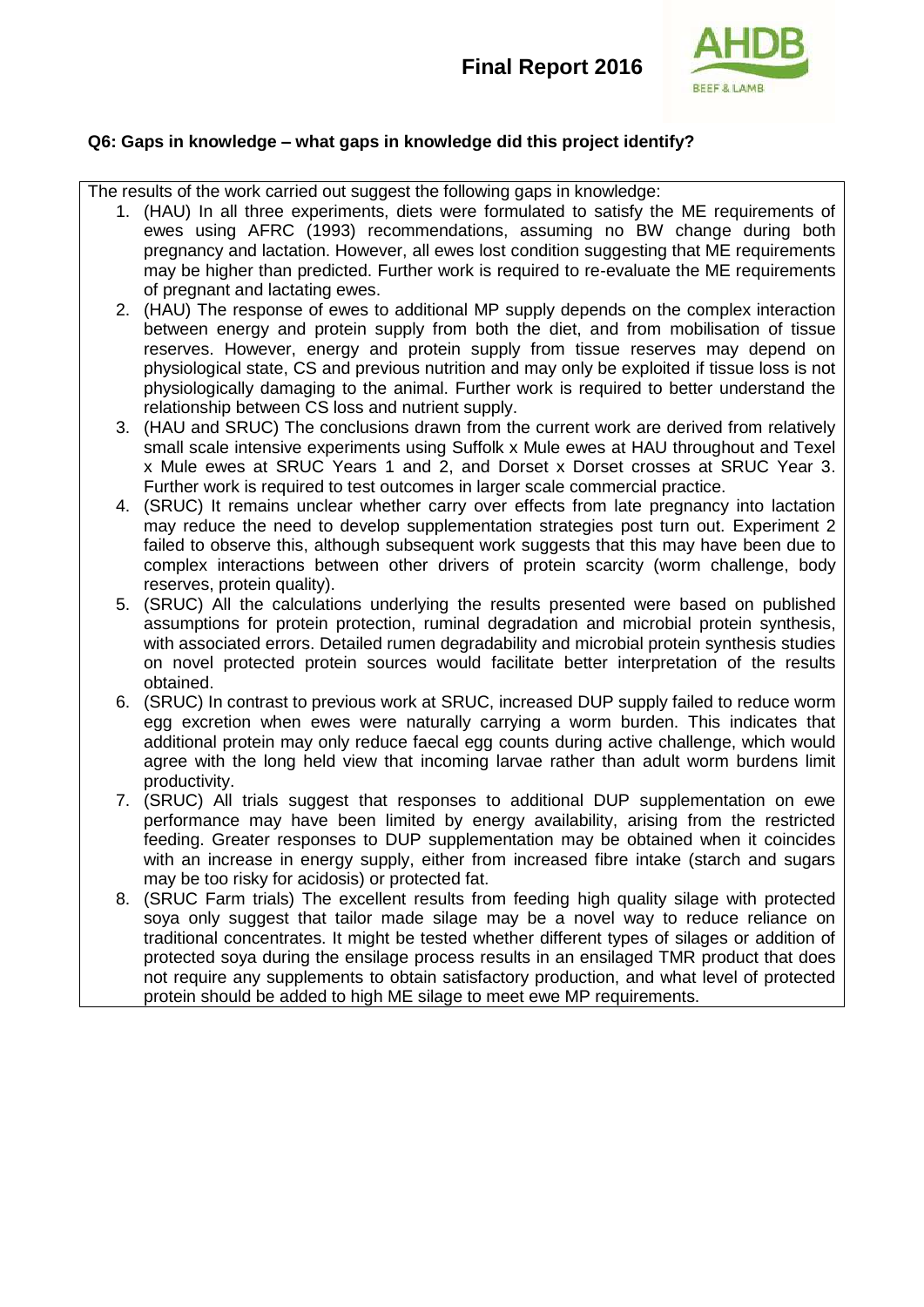**Q6: Gaps in knowledge – what gaps in knowledge did this project identify?**

The results of the work carried out suggest the following gaps in knowledge:

1. (HAU) In all three experiments, diets were formulated to satisfy the ME requirements of ewes using AFRC (1993) recommendations, assuming no BW change during both pregnancy and lactation. However, all ewes lost condition suggesting that ME requirements may be higher than predicted. Further work is required to re-evaluate the ME requirements of pregnant and lactating ewes.
2. (HAU) The response of ewes to additional MP supply depends on the complex interaction between energy and protein supply from both the diet, and from mobilisation of tissue reserves. However, energy and protein supply from tissue reserves may depend on physiological state, CS and previous nutrition and may only be exploited if tissue loss is not physiologically damaging to the animal. Further work is required to better understand the relationship between CS loss and nutrient supply.
3. (HAU and SRUC) The conclusions drawn from the current work are derived from relatively small scale intensive experiments using Suffolk x Mule ewes at HAU throughout and Texel x Mule ewes at SRUC Years 1 and 2, and Dorset x Dorset crosses at SRUC Year 3. Further work is required to test outcomes in larger scale commercial practice.
4. (SRUC) It remains unclear whether carry over effects from late pregnancy into lactation may reduce the need to develop supplementation strategies post turn out. Experiment 2 failed to observe this, although subsequent work suggests that this may have been due to complex interactions between other drivers of protein scarcity (worm challenge, body reserves, protein quality).
5. (SRUC) All the calculations underlying the results presented were based on published assumptions for protein protection, ruminal degradation and microbial protein synthesis, with associated errors. Detailed rumen degradability and microbial protein synthesis studies on novel protected protein sources would facilitate better interpretation of the results obtained.
6. (SRUC) In contrast to previous work at SRUC, increased DUP supply failed to reduce worm egg excretion when ewes were naturally carrying a worm burden. This indicates that additional protein may only reduce faecal egg counts during active challenge, which would agree with the long held view that incoming larvae rather than adult worm burdens limit productivity.
7. (SRUC) All trials suggest that responses to additional DUP supplementation on ewe performance may have been limited by energy availability, arising from the restricted feeding. Greater responses to DUP supplementation may be obtained when it coincides with an increase in energy supply, either from increased fibre intake (starch and sugars may be too risky for acidosis) or protected fat.
8. (SRUC Farm trials) The excellent results from feeding high quality silage with protected soya only suggest that tailor made silage may be a novel way to reduce reliance on traditional concentrates. It might be tested whether different types of silages or addition of protected soya during the ensilage process results in an ensilaged TMR product that does not require any supplements to obtain satisfactory production, and what level of protected protein should be added to high ME silage to meet ewe MP requirements.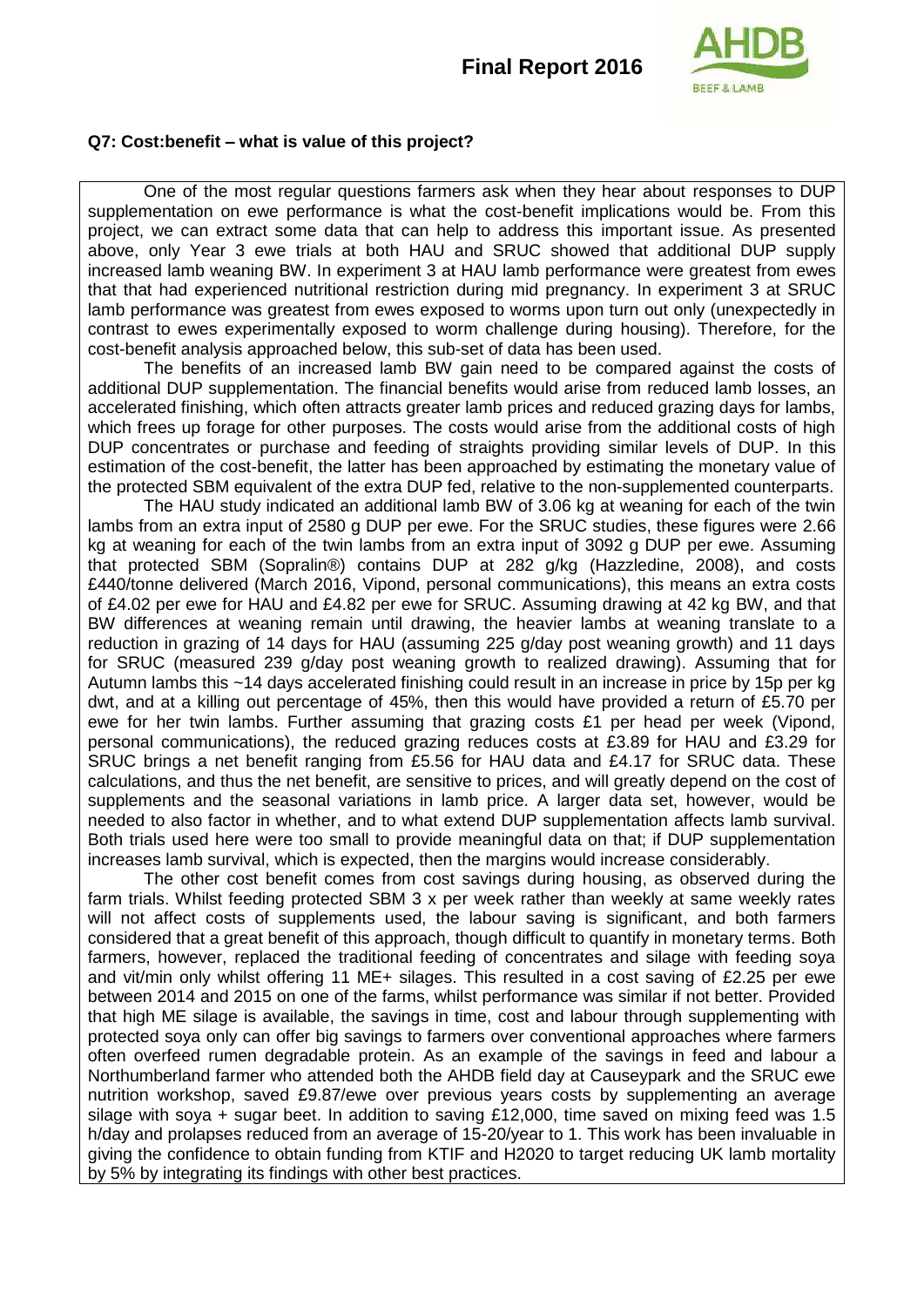**Q7: Cost:benefit – what is value of this project?**

One of the most regular questions farmers ask when they hear about responses to DUP supplementation on ewe performance is what the cost-benefit implications would be. From this project, we can extract some data that can help to address this important issue. As presented above, only Year 3 ewe trials at both HAU and SRUC showed that additional DUP supply increased lamb weaning BW. In experiment 3 at HAU lamb performance were greatest from ewes that that had experienced nutritional restriction during mid pregnancy. In experiment 3 at SRUC lamb performance was greatest from ewes exposed to worms upon turn out only (unexpectedly in contrast to ewes experimentally exposed to worm challenge during housing). Therefore, for the cost-benefit analysis approached below, this sub-set of data has been used.

The benefits of an increased lamb BW gain need to be compared against the costs of additional DUP supplementation. The financial benefits would arise from reduced lamb losses, an accelerated finishing, which often attracts greater lamb prices and reduced grazing days for lambs, which frees up forage for other purposes. The costs would arise from the additional costs of high DUP concentrates or purchase and feeding of straights providing similar levels of DUP. In this estimation of the cost-benefit, the latter has been approached by estimating the monetary value of the protected SBM equivalent of the extra DUP fed, relative to the non-supplemented counterparts.

The HAU study indicated an additional lamb BW of 3.06 kg at weaning for each of the twin lambs from an extra input of 2580 g DUP per ewe. For the SRUC studies, these figures were 2.66 kg at weaning for each of the twin lambs from an extra input of 3092 g DUP per ewe. Assuming that protected SBM (Sopralin®) contains DUP at 282 g/kg (Hazzledine, 2008), and costs £440/tonne delivered (March 2016, Vipond, personal communications), this means an extra costs of £4.02 per ewe for HAU and £4.82 per ewe for SRUC. Assuming drawing at 42 kg BW, and that BW differences at weaning remain until drawing, the heavier lambs at weaning translate to a reduction in grazing of 14 days for HAU (assuming 225 g/day post weaning growth) and 11 days for SRUC (measured 239 g/day post weaning growth to realized drawing). Assuming that for Autumn lambs this ~14 days accelerated finishing could result in an increase in price by 15p per kg dwt, and at a killing out percentage of 45%, then this would have provided a return of £5.70 per ewe for her twin lambs. Further assuming that grazing costs £1 per head per week (Vipond, personal communications), the reduced grazing reduces costs at £3.89 for HAU and £3.29 for SRUC brings a net benefit ranging from £5.56 for HAU data and £4.17 for SRUC data. These calculations, and thus the net benefit, are sensitive to prices, and will greatly depend on the cost of supplements and the seasonal variations in lamb price. A larger data set, however, would be needed to also factor in whether, and to what extend DUP supplementation affects lamb survival. Both trials used here were too small to provide meaningful data on that; if DUP supplementation increases lamb survival, which is expected, then the margins would increase considerably.

The other cost benefit comes from cost savings during housing, as observed during the farm trials. Whilst feeding protected SBM 3 x per week rather than weekly at same weekly rates will not affect costs of supplements used, the labour saving is significant, and both farmers considered that a great benefit of this approach, though difficult to quantify in monetary terms. Both farmers, however, replaced the traditional feeding of concentrates and silage with feeding soya and vit/min only whilst offering 11 ME+ silages. This resulted in a cost saving of £2.25 per ewe between 2014 and 2015 on one of the farms, whilst performance was similar if not better. Provided that high ME silage is available, the savings in time, cost and labour through supplementing with protected soya only can offer big savings to farmers over conventional approaches where farmers often overfeed rumen degradable protein. As an example of the savings in feed and labour a Northumberland farmer who attended both the AHDB field day at Causeypark and the SRUC ewe nutrition workshop, saved £9.87/ewe over previous years costs by supplementing an average silage with soya + sugar beet. In addition to saving £12,000, time saved on mixing feed was 1.5 h/day and prolapses reduced from an average of 15-20/year to 1. This work has been invaluable in giving the confidence to obtain funding from KTIF and H2020 to target reducing UK lamb mortality by 5% by integrating its findings with other best practices.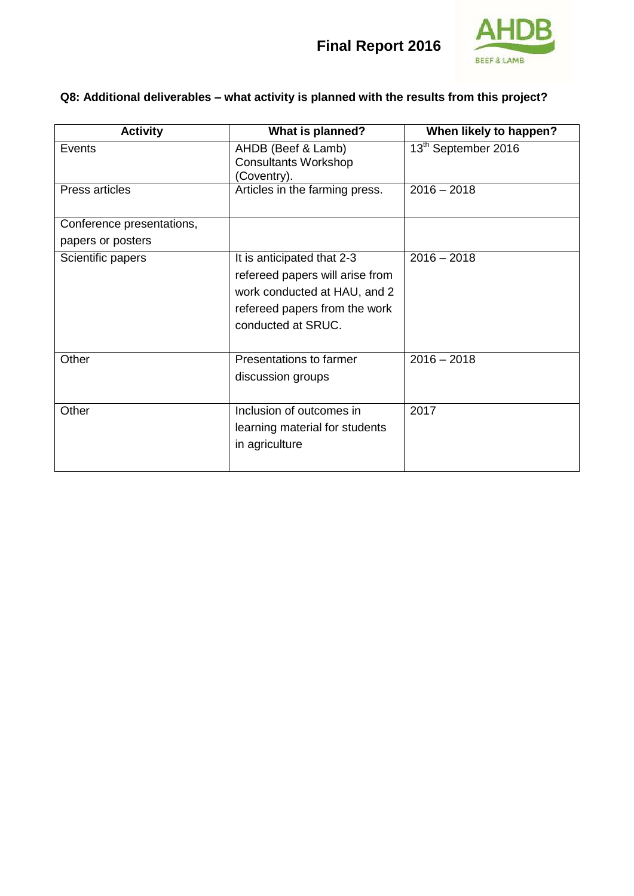**Q8: Additional deliverables – what activity is planned with the results from this project?**

| Activity | What is planned? | When likely to happen? |
| --- | --- | --- |
| Events | AHDB (Beef & Lamb) Consultants Workshop (Coventry). | 13th September 2016 |
| Press articles | Articles in the farming press. | 2016 – 2018 |
| Conference presentations, papers or posters | | |
| Scientific papers | It is anticipated that 2-3 refereed papers will arise from work conducted at HAU, and 2 refereed papers from the work conducted at SRUC. | 2016 – 2018 |
| Other | Presentations to farmer discussion groups | 2016 – 2018 |
| Other | Inclusion of outcomes in learning material for students in agriculture | 2017 |